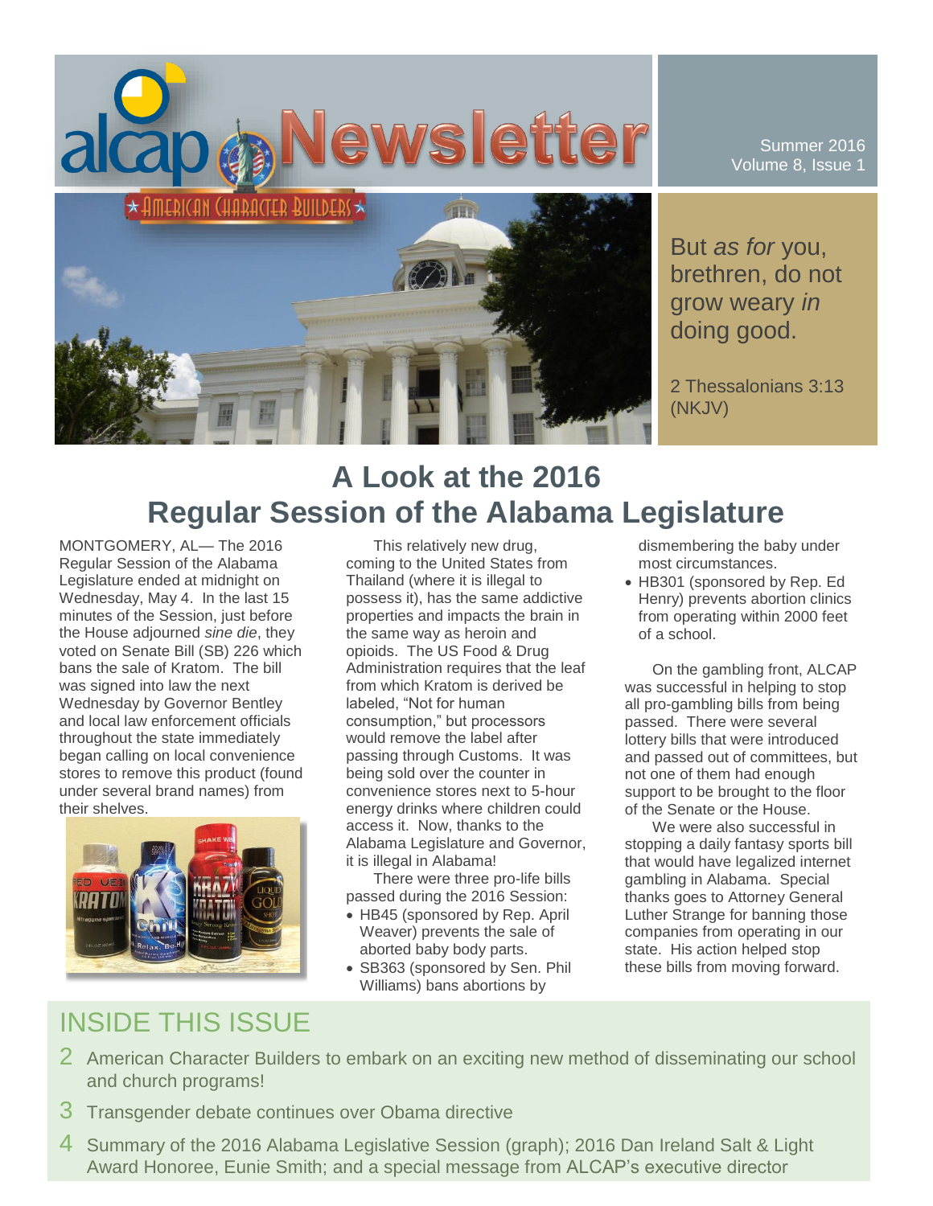# alcap Newsletter

AMERICAN CHARACTER BUILDERS

Summer 2016
Volume 8, Issue 1

But *as for* you, brethren, do not grow weary *in* doing good.

2 Thessalonians 3:13 (NKJV)

## A Look at the 2016 Regular Session of the Alabama Legislature

MONTGOMERY, AL— The 2016 Regular Session of the Alabama Legislature ended at midnight on Wednesday, May 4. In the last 15 minutes of the Session, just before the House adjourned *sine die*, they voted on Senate Bill (SB) 226 which bans the sale of Kratom. The bill was signed into law the next Wednesday by Governor Bentley and local law enforcement officials throughout the state immediately began calling on local convenience stores to remove this product (found under several brand names) from their shelves.

This relatively new drug, coming to the United States from Thailand (where it is illegal to possess it), has the same addictive properties and impacts the brain in the same way as heroin and opioids. The US Food & Drug Administration requires that the leaf from which Kratom is derived be labeled, "Not for human consumption," but processors would remove the label after passing through Customs. It was being sold over the counter in convenience stores next to 5-hour energy drinks where children could access it. Now, thanks to the Alabama Legislature and Governor, it is illegal in Alabama!

There were three pro-life bills passed during the 2016 Session:

- HB45 (sponsored by Rep. April Weaver) prevents the sale of aborted baby body parts.
- SB363 (sponsored by Sen. Phil Williams) bans abortions by dismembering the baby under most circumstances.
- HB301 (sponsored by Rep. Ed Henry) prevents abortion clinics from operating within 2000 feet of a school.

On the gambling front, ALCAP was successful in helping to stop all pro-gambling bills from being passed. There were several lottery bills that were introduced and passed out of committees, but not one of them had enough support to be brought to the floor of the Senate or the House.

We were also successful in stopping a daily fantasy sports bill that would have legalized internet gambling in Alabama. Special thanks goes to Attorney General Luther Strange for banning those companies from operating in our state. His action helped stop these bills from moving forward.

## INSIDE THIS ISSUE

2 American Character Builders to embark on an exciting new method of disseminating our school and church programs!

3 Transgender debate continues over Obama directive

4 Summary of the 2016 Alabama Legislative Session (graph); 2016 Dan Ireland Salt & Light Award Honoree, Eunie Smith; and a special message from ALCAP's executive director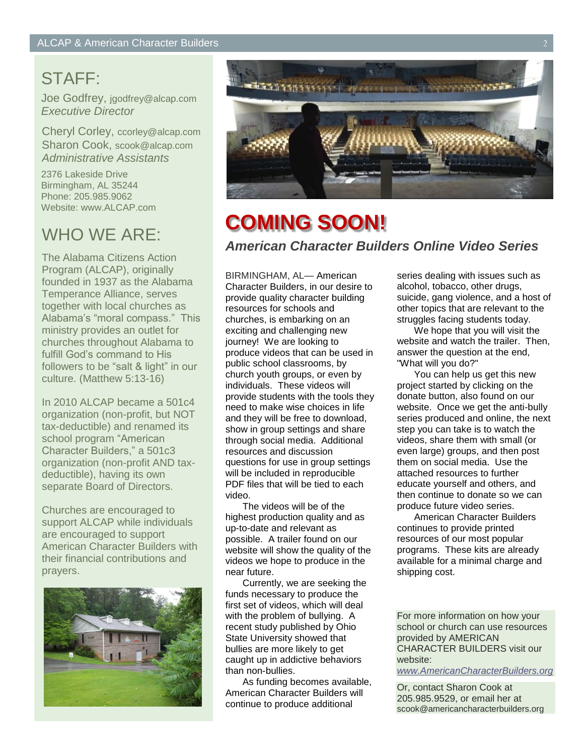## STAFF:

Joe Godfrey, jgodfrey@alcap.com
*Executive Director*

Cheryl Corley, ccorley@alcap.com
Sharon Cook, scook@alcap.com
*Administrative Assistants*

2376 Lakeside Drive
Birmingham, AL 35244
Phone: 205.985.9062
Website: www.ALCAP.com

## WHO WE ARE:

The Alabama Citizens Action Program (ALCAP), originally founded in 1937 as the Alabama Temperance Alliance, serves together with local churches as Alabama's "moral compass." This ministry provides an outlet for churches throughout Alabama to fulfill God's command to His followers to be "salt & light" in our culture. (Matthew 5:13-16)

In 2010 ALCAP became a 501c4 organization (non-profit, but NOT tax-deductible) and renamed its school program "American Character Builders," a 501c3 organization (non-profit AND tax-deductible), having its own separate Board of Directors.

Churches are encouraged to support ALCAP while individuals are encouraged to support American Character Builders with their financial contributions and prayers.

# COMING SOON!

### *American Character Builders Online Video Series*

BIRMINGHAM, AL— American Character Builders, in our desire to provide quality character building resources for schools and churches, is embarking on an exciting and challenging new journey! We are looking to produce videos that can be used in public school classrooms, by church youth groups, or even by individuals. These videos will provide students with the tools they need to make wise choices in life and they will be free to download, show in group settings and share through social media. Additional resources and discussion questions for use in group settings will be included in reproducible PDF files that will be tied to each video.

The videos will be of the highest production quality and as up-to-date and relevant as possible. A trailer found on our website will show the quality of the videos we hope to produce in the near future.

Currently, we are seeking the funds necessary to produce the first set of videos, which will deal with the problem of bullying. A recent study published by Ohio State University showed that bullies are more likely to get caught up in addictive behaviors than non-bullies.

As funding becomes available, American Character Builders will continue to produce additional series dealing with issues such as alcohol, tobacco, other drugs, suicide, gang violence, and a host of other topics that are relevant to the struggles facing students today.

We hope that you will visit the website and watch the trailer. Then, answer the question at the end, "What will you do?"

You can help us get this new project started by clicking on the donate button, also found on our website. Once we get the anti-bully series produced and online, the next step you can take is to watch the videos, share them with small (or even large) groups, and then post them on social media. Use the attached resources to further educate yourself and others, and then continue to donate so we can produce future video series.

American Character Builders continues to provide printed resources of our most popular programs. These kits are already available for a minimal charge and shipping cost.

For more information on how your school or church can use resources provided by AMERICAN CHARACTER BUILDERS visit our website: *www.AmericanCharacterBuilders.org*

Or, contact Sharon Cook at 205.985.9529, or email her at scook@americancharacterbuilders.org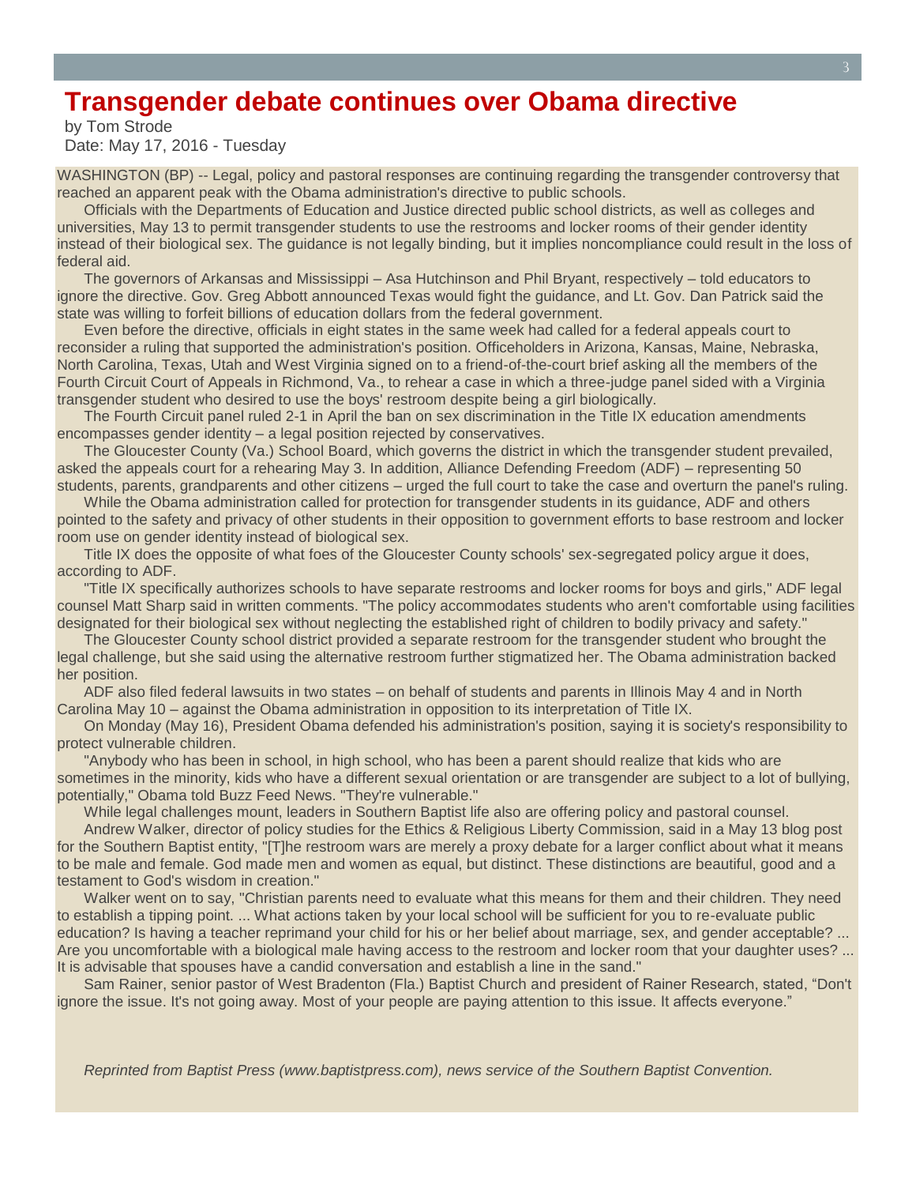# Transgender debate continues over Obama directive

by Tom Strode
Date: May 17, 2016 - Tuesday

WASHINGTON (BP) -- Legal, policy and pastoral responses are continuing regarding the transgender controversy that reached an apparent peak with the Obama administration's directive to public schools.

Officials with the Departments of Education and Justice directed public school districts, as well as colleges and universities, May 13 to permit transgender students to use the restrooms and locker rooms of their gender identity instead of their biological sex. The guidance is not legally binding, but it implies noncompliance could result in the loss of federal aid.

The governors of Arkansas and Mississippi – Asa Hutchinson and Phil Bryant, respectively – told educators to ignore the directive. Gov. Greg Abbott announced Texas would fight the guidance, and Lt. Gov. Dan Patrick said the state was willing to forfeit billions of education dollars from the federal government.

Even before the directive, officials in eight states in the same week had called for a federal appeals court to reconsider a ruling that supported the administration's position. Officeholders in Arizona, Kansas, Maine, Nebraska, North Carolina, Texas, Utah and West Virginia signed on to a friend-of-the-court brief asking all the members of the Fourth Circuit Court of Appeals in Richmond, Va., to rehear a case in which a three-judge panel sided with a Virginia transgender student who desired to use the boys' restroom despite being a girl biologically.

The Fourth Circuit panel ruled 2-1 in April the ban on sex discrimination in the Title IX education amendments encompasses gender identity – a legal position rejected by conservatives.

The Gloucester County (Va.) School Board, which governs the district in which the transgender student prevailed, asked the appeals court for a rehearing May 3. In addition, Alliance Defending Freedom (ADF) – representing 50 students, parents, grandparents and other citizens – urged the full court to take the case and overturn the panel's ruling.

While the Obama administration called for protection for transgender students in its guidance, ADF and others pointed to the safety and privacy of other students in their opposition to government efforts to base restroom and locker room use on gender identity instead of biological sex.

Title IX does the opposite of what foes of the Gloucester County schools' sex-segregated policy argue it does, according to ADF.

"Title IX specifically authorizes schools to have separate restrooms and locker rooms for boys and girls," ADF legal counsel Matt Sharp said in written comments. "The policy accommodates students who aren't comfortable using facilities designated for their biological sex without neglecting the established right of children to bodily privacy and safety."

The Gloucester County school district provided a separate restroom for the transgender student who brought the legal challenge, but she said using the alternative restroom further stigmatized her. The Obama administration backed her position.

ADF also filed federal lawsuits in two states – on behalf of students and parents in Illinois May 4 and in North Carolina May 10 – against the Obama administration in opposition to its interpretation of Title IX.

On Monday (May 16), President Obama defended his administration's position, saying it is society's responsibility to protect vulnerable children.

"Anybody who has been in school, in high school, who has been a parent should realize that kids who are sometimes in the minority, kids who have a different sexual orientation or are transgender are subject to a lot of bullying, potentially," Obama told Buzz Feed News. "They're vulnerable."

While legal challenges mount, leaders in Southern Baptist life also are offering policy and pastoral counsel.

Andrew Walker, director of policy studies for the Ethics & Religious Liberty Commission, said in a May 13 blog post for the Southern Baptist entity, "[T]he restroom wars are merely a proxy debate for a larger conflict about what it means to be male and female. God made men and women as equal, but distinct. These distinctions are beautiful, good and a testament to God's wisdom in creation."

Walker went on to say, "Christian parents need to evaluate what this means for them and their children. They need to establish a tipping point. ... What actions taken by your local school will be sufficient for you to re-evaluate public education? Is having a teacher reprimand your child for his or her belief about marriage, sex, and gender acceptable? ... Are you uncomfortable with a biological male having access to the restroom and locker room that your daughter uses? ... It is advisable that spouses have a candid conversation and establish a line in the sand."

Sam Rainer, senior pastor of West Bradenton (Fla.) Baptist Church and president of Rainer Research, stated, "Don't ignore the issue. It's not going away. Most of your people are paying attention to this issue. It affects everyone."

*Reprinted from Baptist Press (www.baptistpress.com), news service of the Southern Baptist Convention.*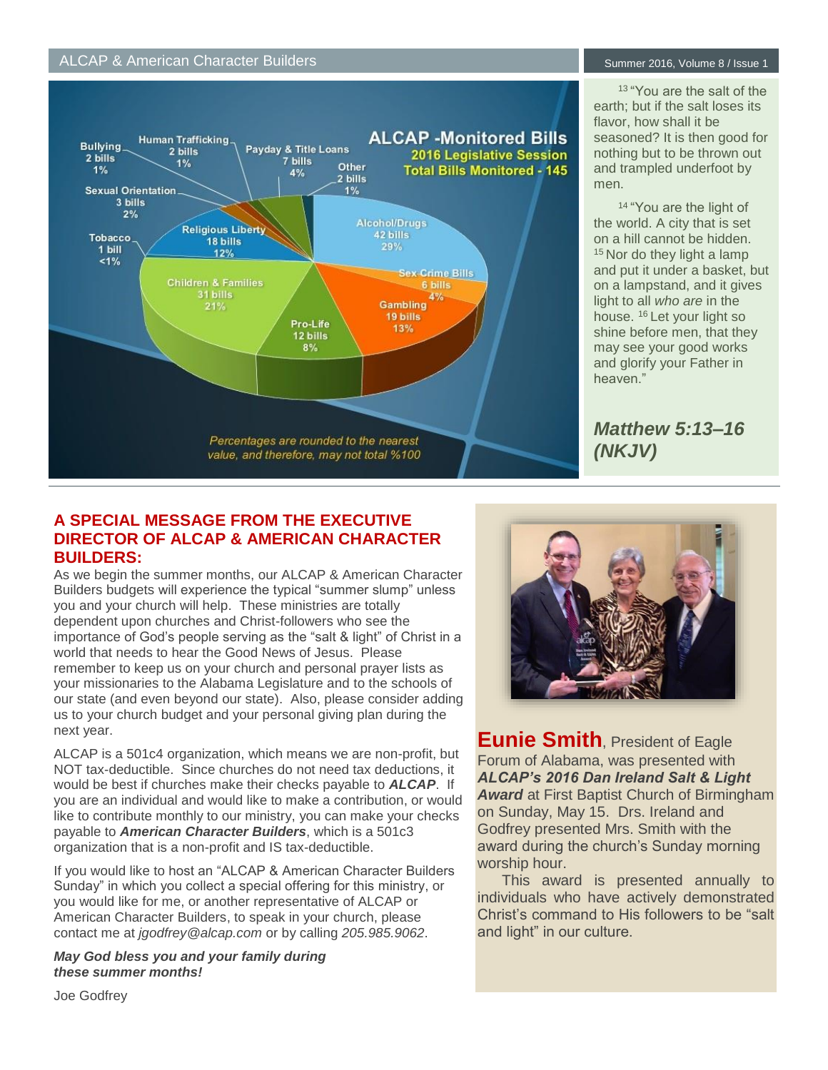ALCAP -Monitored Bills
2016 Legislative Session
Total Bills Monitored - 145

Bullying 2 bills 1%
Human Trafficking 2 bills 1%
Payday & Title Loans 7 bills 4%
Other 2 bills 1%
Sexual Orientation 3 bills 2%
Tobacco 1 bill <1%
Religious Liberty 18 bills 12%
Alcohol/Drugs 42 bills 29%
Sex Crime Bills 6 bills 4%
Gambling 19 bills 13%
Children & Families 31 bills 21%
Pro-Life 12 bills 8%

*Percentages are rounded to the nearest value, and therefore, may not total %100*

[13] "You are the salt of the earth; but if the salt loses its flavor, how shall it be seasoned? It is then good for nothing but to be thrown out and trampled underfoot by men.

[14] "You are the light of the world. A city that is set on a hill cannot be hidden. [15] Nor do they light a lamp and put it under a basket, but on a lampstand, and it gives light to all *who are* in the house. [16] Let your light so shine before men, that they may see your good works and glorify your Father in heaven."

***Matthew 5:13–16 (NKJV)***

## A SPECIAL MESSAGE FROM THE EXECUTIVE DIRECTOR OF ALCAP & AMERICAN CHARACTER BUILDERS:

As we begin the summer months, our ALCAP & American Character Builders budgets will experience the typical "summer slump" unless you and your church will help. These ministries are totally dependent upon churches and Christ-followers who see the importance of God's people serving as the "salt & light" of Christ in a world that needs to hear the Good News of Jesus. Please remember to keep us on your church and personal prayer lists as your missionaries to the Alabama Legislature and to the schools of our state (and even beyond our state). Also, please consider adding us to your church budget and your personal giving plan during the next year.

ALCAP is a 501c4 organization, which means we are non-profit, but NOT tax-deductible. Since churches do not need tax deductions, it would be best if churches make their checks payable to ***ALCAP***. If you are an individual and would like to make a contribution, or would like to contribute monthly to our ministry, you can make your checks payable to ***American Character Builders***, which is a 501c3 organization that is a non-profit and IS tax-deductible.

If you would like to host an "ALCAP & American Character Builders Sunday" in which you collect a special offering for this ministry, or you would like for me, or another representative of ALCAP or American Character Builders, to speak in your church, please contact me at *jgodfrey@alcap.com* or by calling *205.985.9062*.

***May God bless you and your family during these summer months!***

Joe Godfrey

**Eunie Smith**, President of Eagle Forum of Alabama, was presented with ***ALCAP's 2016 Dan Ireland Salt & Light Award*** at First Baptist Church of Birmingham on Sunday, May 15. Drs. Ireland and Godfrey presented Mrs. Smith with the award during the church's Sunday morning worship hour.

This award is presented annually to individuals who have actively demonstrated Christ's command to His followers to be "salt and light" in our culture.